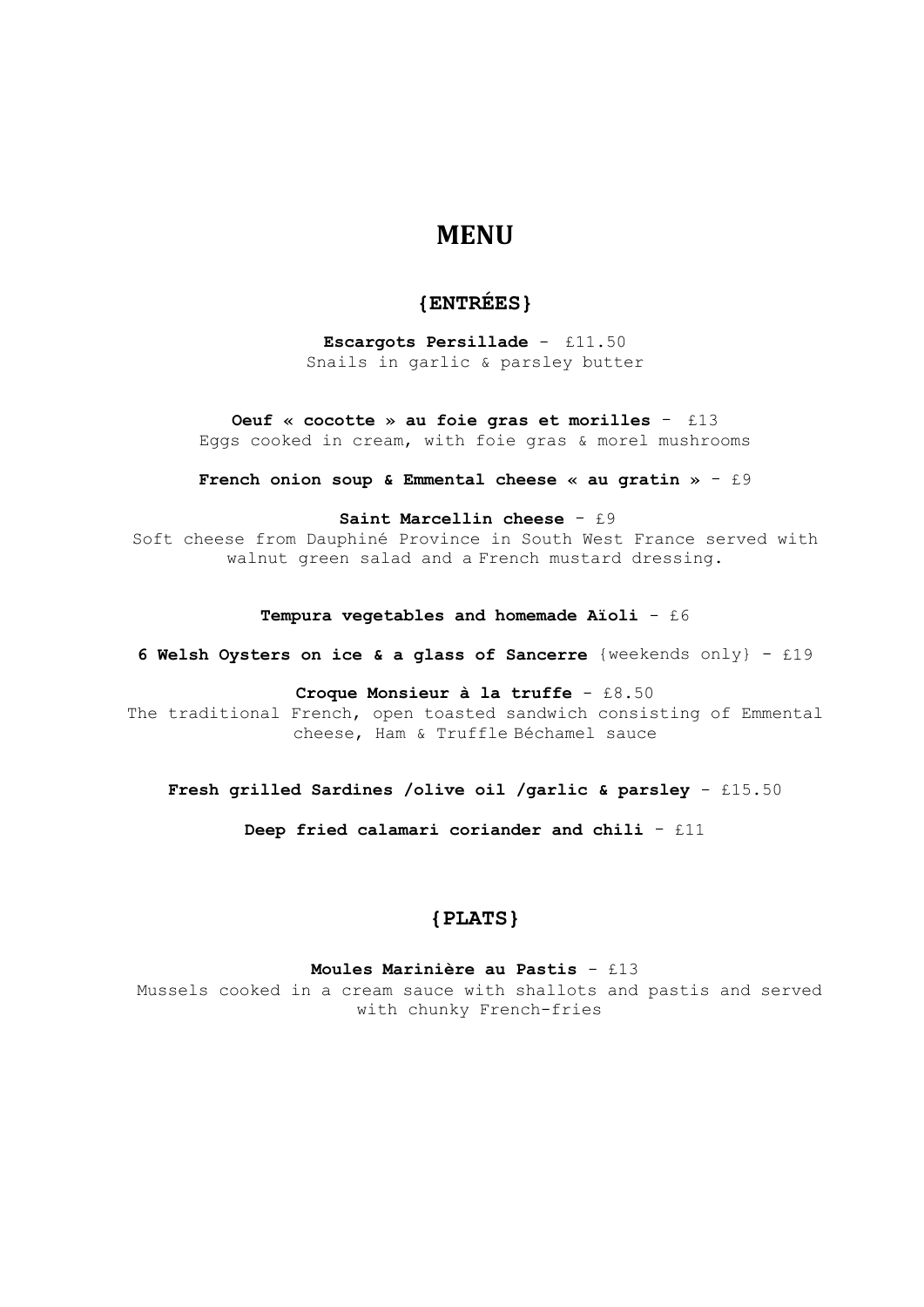# MENU

## {ENTRÉES}

**Escargots Persillade** - £11.50
Snails in garlic & parsley butter

**Oeuf « cocotte » au foie gras et morilles** - £13
Eggs cooked in cream, with foie gras & morel mushrooms

**French onion soup & Emmental cheese « au gratin »** - £9

**Saint Marcellin cheese** - £9
Soft cheese from Dauphiné Province in South West France served with walnut green salad and a French mustard dressing.

**Tempura vegetables and homemade Aïoli** - £6

**6 Welsh Oysters on ice & a glass of Sancerre** {weekends only} - £19

**Croque Monsieur à la truffe** - £8.50
The traditional French, open toasted sandwich consisting of Emmental cheese, Ham & Truffle Béchamel sauce

**Fresh grilled Sardines /olive oil /garlic & parsley** - £15.50

**Deep fried calamari coriander and chili** - £11

## {PLATS}

**Moules Marinière au Pastis** - £13
Mussels cooked in a cream sauce with shallots and pastis and served with chunky French-fries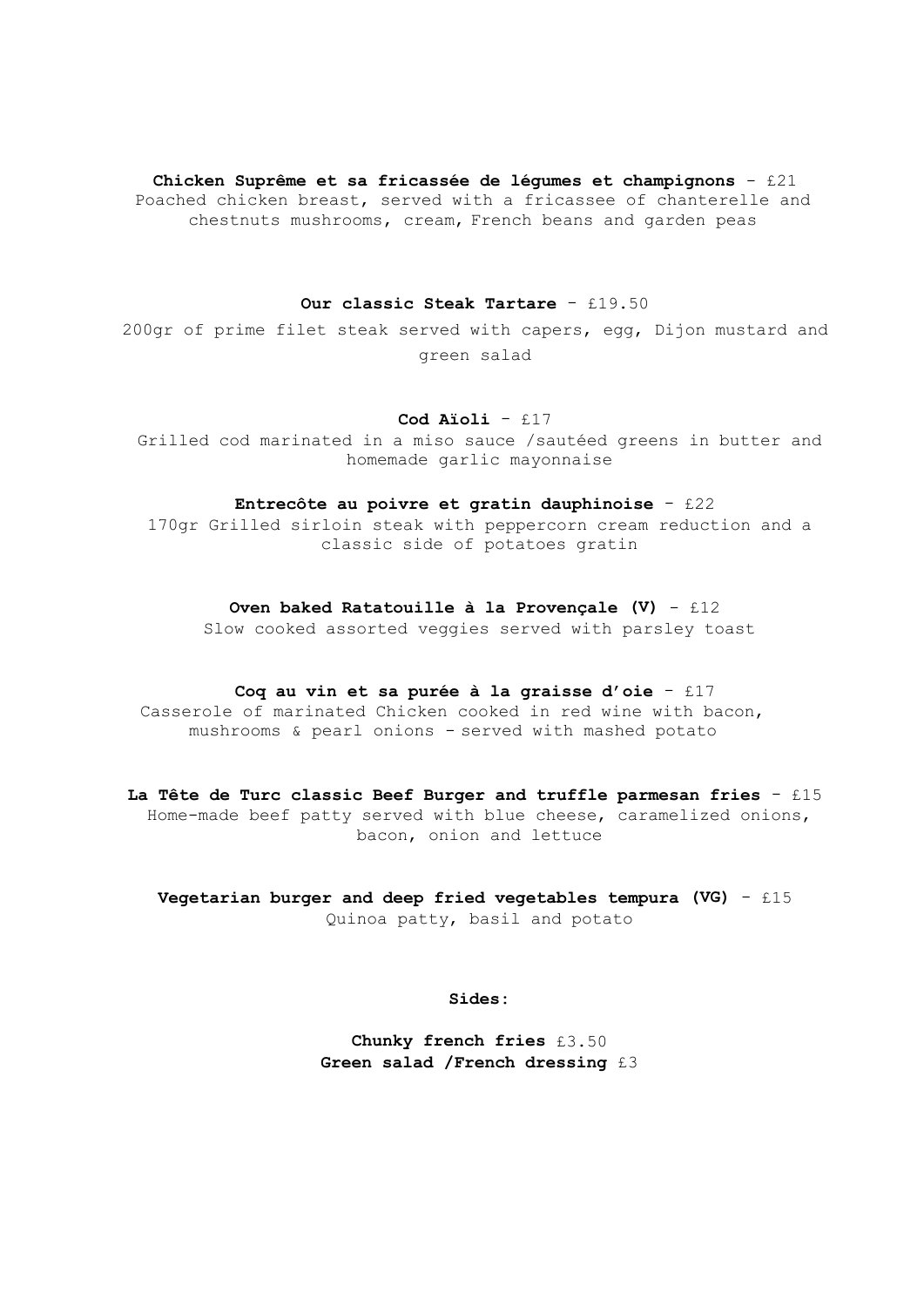**Chicken Suprême et sa fricassée de légumes et champignons** - £21
Poached chicken breast, served with a fricassee of chanterelle and chestnuts mushrooms, cream, French beans and garden peas

**Our classic Steak Tartare** - £19.50
200gr of prime filet steak served with capers, egg, Dijon mustard and green salad

**Cod Aïoli** - £17
Grilled cod marinated in a miso sauce /sautéed greens in butter and homemade garlic mayonnaise

**Entrecôte au poivre et gratin dauphinoise** - £22
170gr Grilled sirloin steak with peppercorn cream reduction and a classic side of potatoes gratin

**Oven baked Ratatouille à la Provençale (V)** - £12
Slow cooked assorted veggies served with parsley toast

**Coq au vin et sa purée à la graisse d'oie** - £17
Casserole of marinated Chicken cooked in red wine with bacon, mushrooms & pearl onions - served with mashed potato

**La Tête de Turc classic Beef Burger and truffle parmesan fries** - £15
Home-made beef patty served with blue cheese, caramelized onions, bacon, onion and lettuce

**Vegetarian burger and deep fried vegetables tempura (VG)** - £15
Quinoa patty, basil and potato

**Sides:**

**Chunky french fries** £3.50
**Green salad /French dressing** £3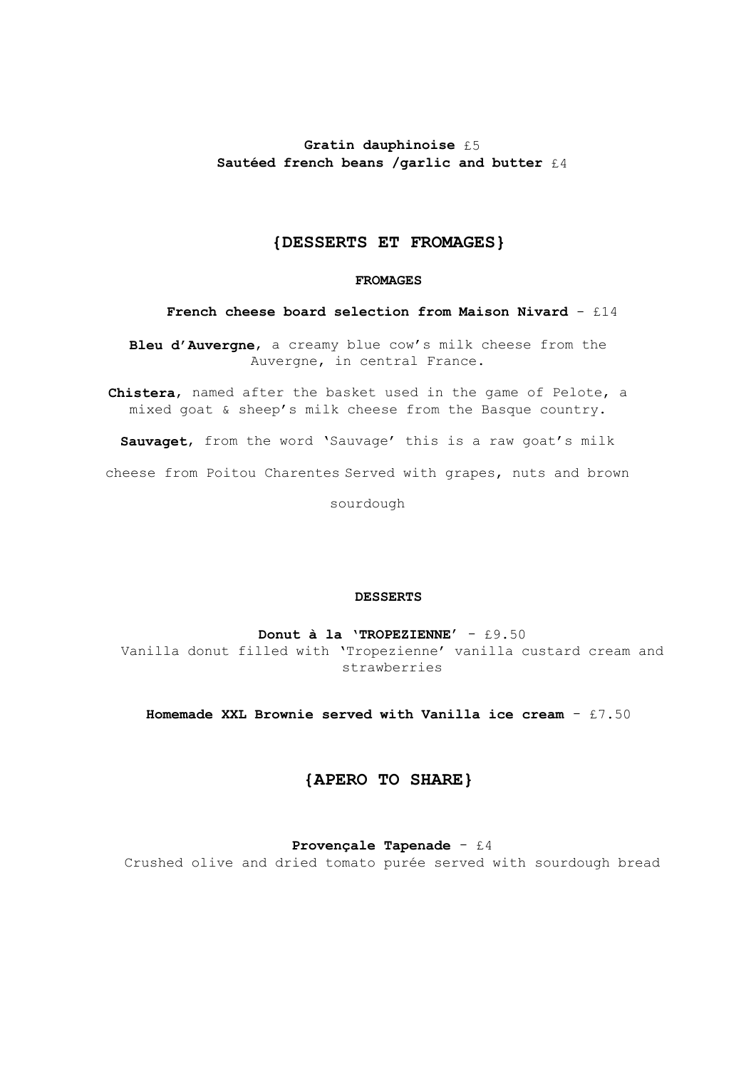**Gratin dauphinoise** £5
**Sautéed french beans /garlic and butter** £4

## {DESSERTS ET FROMAGES}

### FROMAGES

**French cheese board selection from Maison Nivard** - £14

**Bleu d'Auvergne**, a creamy blue cow's milk cheese from the Auvergne, in central France.

**Chistera**, named after the basket used in the game of Pelote, a mixed goat & sheep's milk cheese from the Basque country.

**Sauvaget**, from the word 'Sauvage' this is a raw goat's milk cheese from Poitou Charentes Served with grapes, nuts and brown sourdough

### DESSERTS

**Donut à la 'TROPEZIENNE'** - £9.50
Vanilla donut filled with 'Tropezienne' vanilla custard cream and strawberries

**Homemade XXL Brownie served with Vanilla ice cream** - £7.50

## {APERO TO SHARE}

**Provençale Tapenade** - £4
Crushed olive and dried tomato purée served with sourdough bread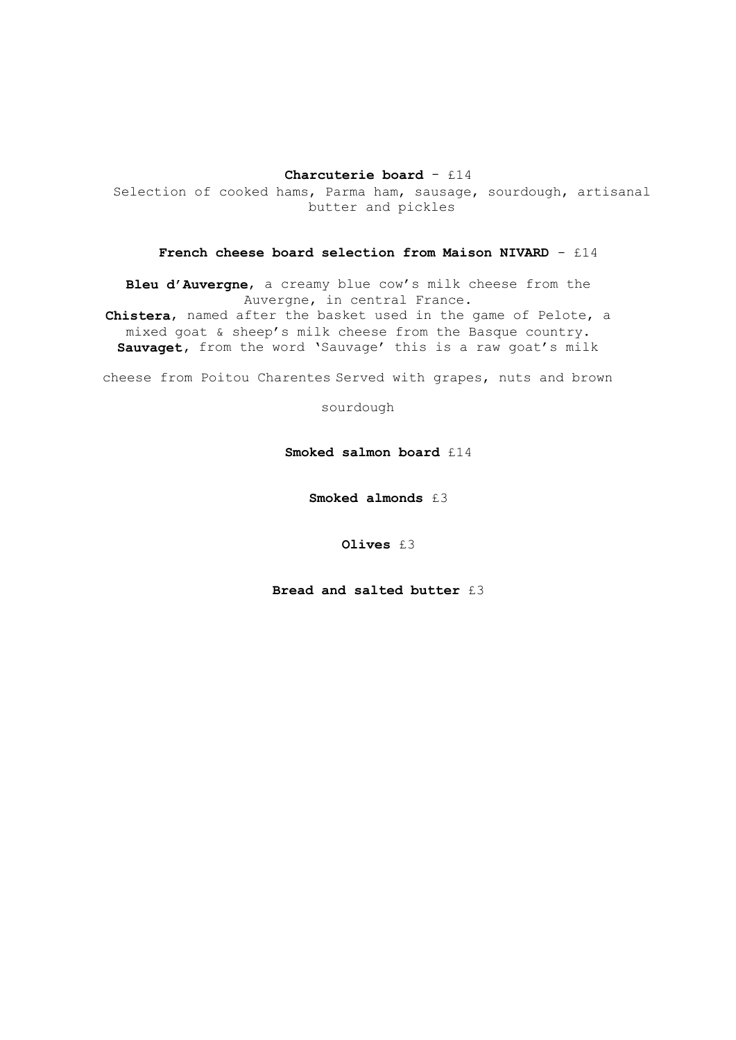**Charcuterie board** – £14

Selection of cooked hams, Parma ham, sausage, sourdough, artisanal butter and pickles

**French cheese board selection from Maison NIVARD** – £14

**Bleu d'Auvergne**, a creamy blue cow's milk cheese from the Auvergne, in central France.
**Chistera**, named after the basket used in the game of Pelote, a mixed goat & sheep's milk cheese from the Basque country.
**Sauvaget**, from the word 'Sauvage' this is a raw goat's milk cheese from Poitou Charentes Served with grapes, nuts and brown sourdough

**Smoked salmon board** £14

**Smoked almonds** £3

**Olives** £3

**Bread and salted butter** £3